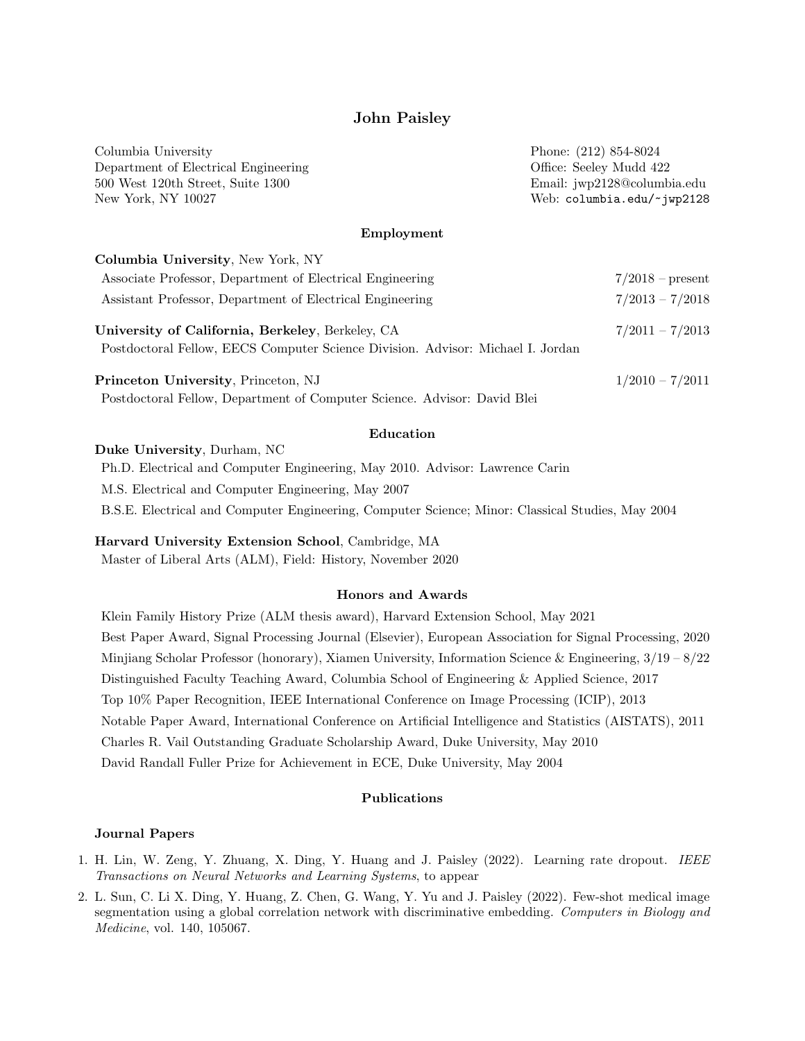# John Paisley

Columbia University
Department of Electrical Engineering
500 West 120th Street, Suite 1300
New York, NY 10027

Phone: (212) 854-8024
Office: Seeley Mudd 422
Email: jwp2128@columbia.edu
Web: `columbia.edu/~jwp2128`

## Employment

**Columbia University**, New York, NY

- Associate Professor, Department of Electrical Engineering — 7/2018 – present
- Assistant Professor, Department of Electrical Engineering — 7/2013 – 7/2018

**University of California, Berkeley**, Berkeley, CA — 7/2011 – 7/2013

Postdoctoral Fellow, EECS Computer Science Division. Advisor: Michael I. Jordan

**Princeton University**, Princeton, NJ — 1/2010 – 7/2011

Postdoctoral Fellow, Department of Computer Science. Advisor: David Blei

## Education

**Duke University**, Durham, NC

Ph.D. Electrical and Computer Engineering, May 2010. Advisor: Lawrence Carin

M.S. Electrical and Computer Engineering, May 2007

B.S.E. Electrical and Computer Engineering, Computer Science; Minor: Classical Studies, May 2004

**Harvard University Extension School**, Cambridge, MA

Master of Liberal Arts (ALM), Field: History, November 2020

## Honors and Awards

Klein Family History Prize (ALM thesis award), Harvard Extension School, May 2021

Best Paper Award, Signal Processing Journal (Elsevier), European Association for Signal Processing, 2020

Minjiang Scholar Professor (honorary), Xiamen University, Information Science & Engineering, 3/19 – 8/22

Distinguished Faculty Teaching Award, Columbia School of Engineering & Applied Science, 2017

Top 10% Paper Recognition, IEEE International Conference on Image Processing (ICIP), 2013

Notable Paper Award, International Conference on Artificial Intelligence and Statistics (AISTATS), 2011

Charles R. Vail Outstanding Graduate Scholarship Award, Duke University, May 2010

David Randall Fuller Prize for Achievement in ECE, Duke University, May 2004

## Publications

### Journal Papers

1. H. Lin, W. Zeng, Y. Zhuang, X. Ding, Y. Huang and J. Paisley (2022). Learning rate dropout. *IEEE Transactions on Neural Networks and Learning Systems*, to appear
2. L. Sun, C. Li X. Ding, Y. Huang, Z. Chen, G. Wang, Y. Yu and J. Paisley (2022). Few-shot medical image segmentation using a global correlation network with discriminative embedding. *Computers in Biology and Medicine*, vol. 140, 105067.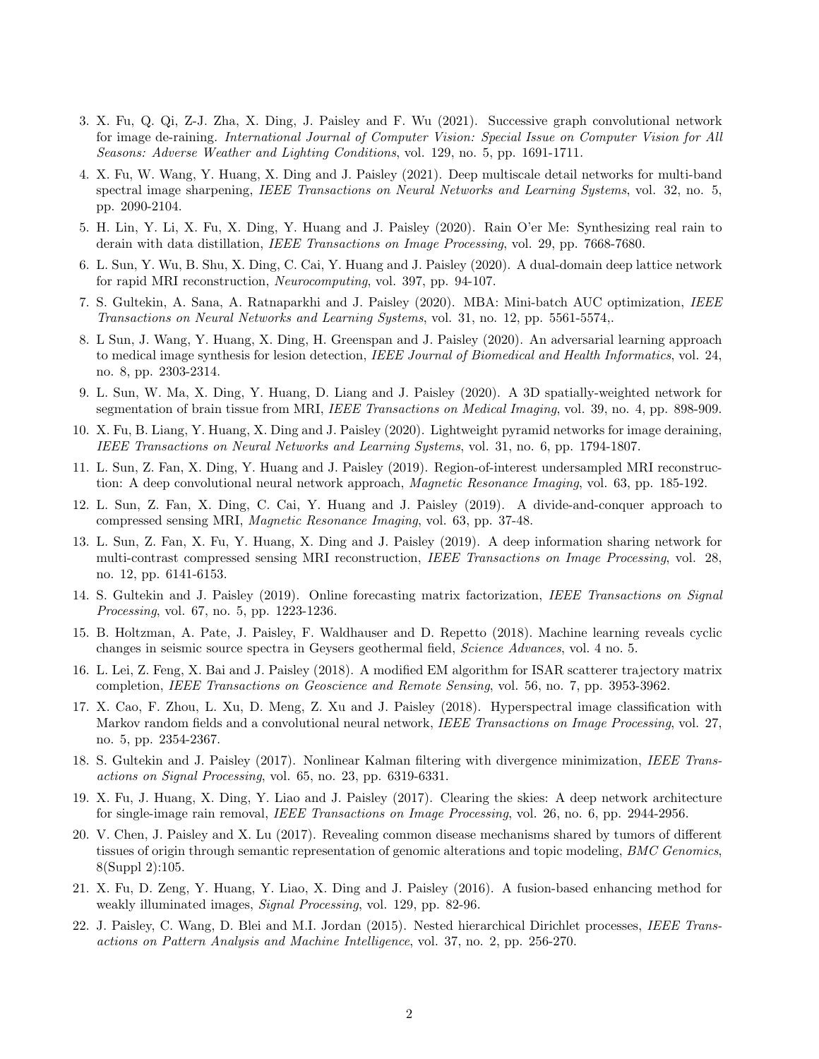3. X. Fu, Q. Qi, Z-J. Zha, X. Ding, J. Paisley and F. Wu (2021). Successive graph convolutional network for image de-raining. *International Journal of Computer Vision: Special Issue on Computer Vision for All Seasons: Adverse Weather and Lighting Conditions*, vol. 129, no. 5, pp. 1691-1711.
4. X. Fu, W. Wang, Y. Huang, X. Ding and J. Paisley (2021). Deep multiscale detail networks for multi-band spectral image sharpening, *IEEE Transactions on Neural Networks and Learning Systems*, vol. 32, no. 5, pp. 2090-2104.
5. H. Lin, Y. Li, X. Fu, X. Ding, Y. Huang and J. Paisley (2020). Rain O'er Me: Synthesizing real rain to derain with data distillation, *IEEE Transactions on Image Processing*, vol. 29, pp. 7668-7680.
6. L. Sun, Y. Wu, B. Shu, X. Ding, C. Cai, Y. Huang and J. Paisley (2020). A dual-domain deep lattice network for rapid MRI reconstruction, *Neurocomputing*, vol. 397, pp. 94-107.
7. S. Gultekin, A. Sana, A. Ratnaparkhi and J. Paisley (2020). MBA: Mini-batch AUC optimization, *IEEE Transactions on Neural Networks and Learning Systems*, vol. 31, no. 12, pp. 5561-5574,.
8. L Sun, J. Wang, Y. Huang, X. Ding, H. Greenspan and J. Paisley (2020). An adversarial learning approach to medical image synthesis for lesion detection, *IEEE Journal of Biomedical and Health Informatics*, vol. 24, no. 8, pp. 2303-2314.
9. L. Sun, W. Ma, X. Ding, Y. Huang, D. Liang and J. Paisley (2020). A 3D spatially-weighted network for segmentation of brain tissue from MRI, *IEEE Transactions on Medical Imaging*, vol. 39, no. 4, pp. 898-909.
10. X. Fu, B. Liang, Y. Huang, X. Ding and J. Paisley (2020). Lightweight pyramid networks for image deraining, *IEEE Transactions on Neural Networks and Learning Systems*, vol. 31, no. 6, pp. 1794-1807.
11. L. Sun, Z. Fan, X. Ding, Y. Huang and J. Paisley (2019). Region-of-interest undersampled MRI reconstruction: A deep convolutional neural network approach, *Magnetic Resonance Imaging*, vol. 63, pp. 185-192.
12. L. Sun, Z. Fan, X. Ding, C. Cai, Y. Huang and J. Paisley (2019). A divide-and-conquer approach to compressed sensing MRI, *Magnetic Resonance Imaging*, vol. 63, pp. 37-48.
13. L. Sun, Z. Fan, X. Fu, Y. Huang, X. Ding and J. Paisley (2019). A deep information sharing network for multi-contrast compressed sensing MRI reconstruction, *IEEE Transactions on Image Processing*, vol. 28, no. 12, pp. 6141-6153.
14. S. Gultekin and J. Paisley (2019). Online forecasting matrix factorization, *IEEE Transactions on Signal Processing*, vol. 67, no. 5, pp. 1223-1236.
15. B. Holtzman, A. Pate, J. Paisley, F. Waldhauser and D. Repetto (2018). Machine learning reveals cyclic changes in seismic source spectra in Geysers geothermal field, *Science Advances*, vol. 4 no. 5.
16. L. Lei, Z. Feng, X. Bai and J. Paisley (2018). A modified EM algorithm for ISAR scatterer trajectory matrix completion, *IEEE Transactions on Geoscience and Remote Sensing*, vol. 56, no. 7, pp. 3953-3962.
17. X. Cao, F. Zhou, L. Xu, D. Meng, Z. Xu and J. Paisley (2018). Hyperspectral image classification with Markov random fields and a convolutional neural network, *IEEE Transactions on Image Processing*, vol. 27, no. 5, pp. 2354-2367.
18. S. Gultekin and J. Paisley (2017). Nonlinear Kalman filtering with divergence minimization, *IEEE Transactions on Signal Processing*, vol. 65, no. 23, pp. 6319-6331.
19. X. Fu, J. Huang, X. Ding, Y. Liao and J. Paisley (2017). Clearing the skies: A deep network architecture for single-image rain removal, *IEEE Transactions on Image Processing*, vol. 26, no. 6, pp. 2944-2956.
20. V. Chen, J. Paisley and X. Lu (2017). Revealing common disease mechanisms shared by tumors of different tissues of origin through semantic representation of genomic alterations and topic modeling, *BMC Genomics*, 8(Suppl 2):105.
21. X. Fu, D. Zeng, Y. Huang, Y. Liao, X. Ding and J. Paisley (2016). A fusion-based enhancing method for weakly illuminated images, *Signal Processing*, vol. 129, pp. 82-96.
22. J. Paisley, C. Wang, D. Blei and M.I. Jordan (2015). Nested hierarchical Dirichlet processes, *IEEE Transactions on Pattern Analysis and Machine Intelligence*, vol. 37, no. 2, pp. 256-270.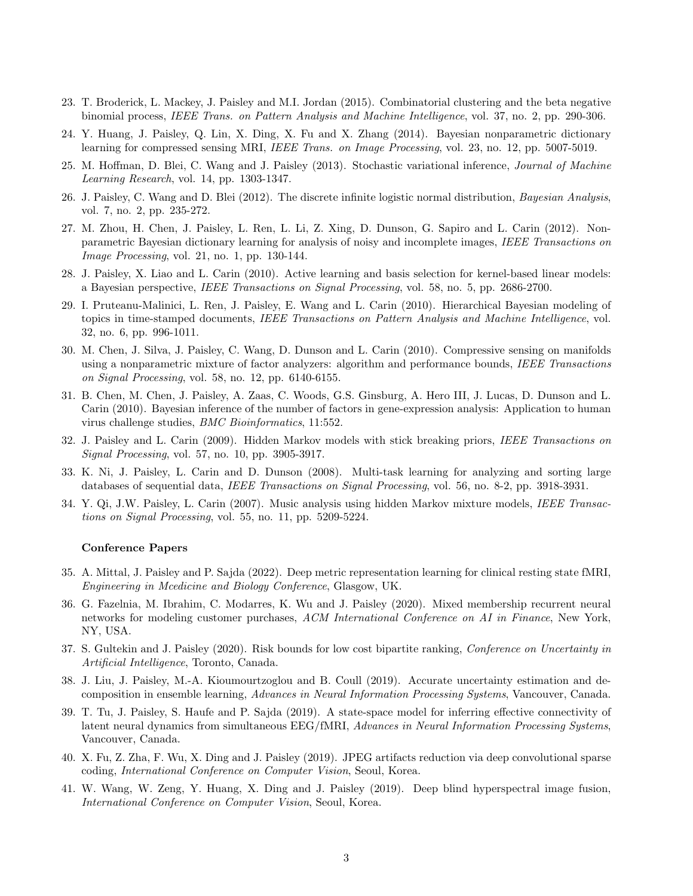23. T. Broderick, L. Mackey, J. Paisley and M.I. Jordan (2015). Combinatorial clustering and the beta negative binomial process, *IEEE Trans. on Pattern Analysis and Machine Intelligence*, vol. 37, no. 2, pp. 290-306.
24. Y. Huang, J. Paisley, Q. Lin, X. Ding, X. Fu and X. Zhang (2014). Bayesian nonparametric dictionary learning for compressed sensing MRI, *IEEE Trans. on Image Processing*, vol. 23, no. 12, pp. 5007-5019.
25. M. Hoffman, D. Blei, C. Wang and J. Paisley (2013). Stochastic variational inference, *Journal of Machine Learning Research*, vol. 14, pp. 1303-1347.
26. J. Paisley, C. Wang and D. Blei (2012). The discrete infinite logistic normal distribution, *Bayesian Analysis*, vol. 7, no. 2, pp. 235-272.
27. M. Zhou, H. Chen, J. Paisley, L. Ren, L. Li, Z. Xing, D. Dunson, G. Sapiro and L. Carin (2012). Nonparametric Bayesian dictionary learning for analysis of noisy and incomplete images, *IEEE Transactions on Image Processing*, vol. 21, no. 1, pp. 130-144.
28. J. Paisley, X. Liao and L. Carin (2010). Active learning and basis selection for kernel-based linear models: a Bayesian perspective, *IEEE Transactions on Signal Processing*, vol. 58, no. 5, pp. 2686-2700.
29. I. Pruteanu-Malinici, L. Ren, J. Paisley, E. Wang and L. Carin (2010). Hierarchical Bayesian modeling of topics in time-stamped documents, *IEEE Transactions on Pattern Analysis and Machine Intelligence*, vol. 32, no. 6, pp. 996-1011.
30. M. Chen, J. Silva, J. Paisley, C. Wang, D. Dunson and L. Carin (2010). Compressive sensing on manifolds using a nonparametric mixture of factor analyzers: algorithm and performance bounds, *IEEE Transactions on Signal Processing*, vol. 58, no. 12, pp. 6140-6155.
31. B. Chen, M. Chen, J. Paisley, A. Zaas, C. Woods, G.S. Ginsburg, A. Hero III, J. Lucas, D. Dunson and L. Carin (2010). Bayesian inference of the number of factors in gene-expression analysis: Application to human virus challenge studies, *BMC Bioinformatics*, 11:552.
32. J. Paisley and L. Carin (2009). Hidden Markov models with stick breaking priors, *IEEE Transactions on Signal Processing*, vol. 57, no. 10, pp. 3905-3917.
33. K. Ni, J. Paisley, L. Carin and D. Dunson (2008). Multi-task learning for analyzing and sorting large databases of sequential data, *IEEE Transactions on Signal Processing*, vol. 56, no. 8-2, pp. 3918-3931.
34. Y. Qi, J.W. Paisley, L. Carin (2007). Music analysis using hidden Markov mixture models, *IEEE Transactions on Signal Processing*, vol. 55, no. 11, pp. 5209-5224.

**Conference Papers**

35. A. Mittal, J. Paisley and P. Sajda (2022). Deep metric representation learning for clinical resting state fMRI, *Engineering in Mcedicine and Biology Conference*, Glasgow, UK.
36. G. Fazelnia, M. Ibrahim, C. Modarres, K. Wu and J. Paisley (2020). Mixed membership recurrent neural networks for modeling customer purchases, *ACM International Conference on AI in Finance*, New York, NY, USA.
37. S. Gultekin and J. Paisley (2020). Risk bounds for low cost bipartite ranking, *Conference on Uncertainty in Artificial Intelligence*, Toronto, Canada.
38. J. Liu, J. Paisley, M.-A. Kioumourtzoglou and B. Coull (2019). Accurate uncertainty estimation and decomposition in ensemble learning, *Advances in Neural Information Processing Systems*, Vancouver, Canada.
39. T. Tu, J. Paisley, S. Haufe and P. Sajda (2019). A state-space model for inferring effective connectivity of latent neural dynamics from simultaneous EEG/fMRI, *Advances in Neural Information Processing Systems*, Vancouver, Canada.
40. X. Fu, Z. Zha, F. Wu, X. Ding and J. Paisley (2019). JPEG artifacts reduction via deep convolutional sparse coding, *International Conference on Computer Vision*, Seoul, Korea.
41. W. Wang, W. Zeng, Y. Huang, X. Ding and J. Paisley (2019). Deep blind hyperspectral image fusion, *International Conference on Computer Vision*, Seoul, Korea.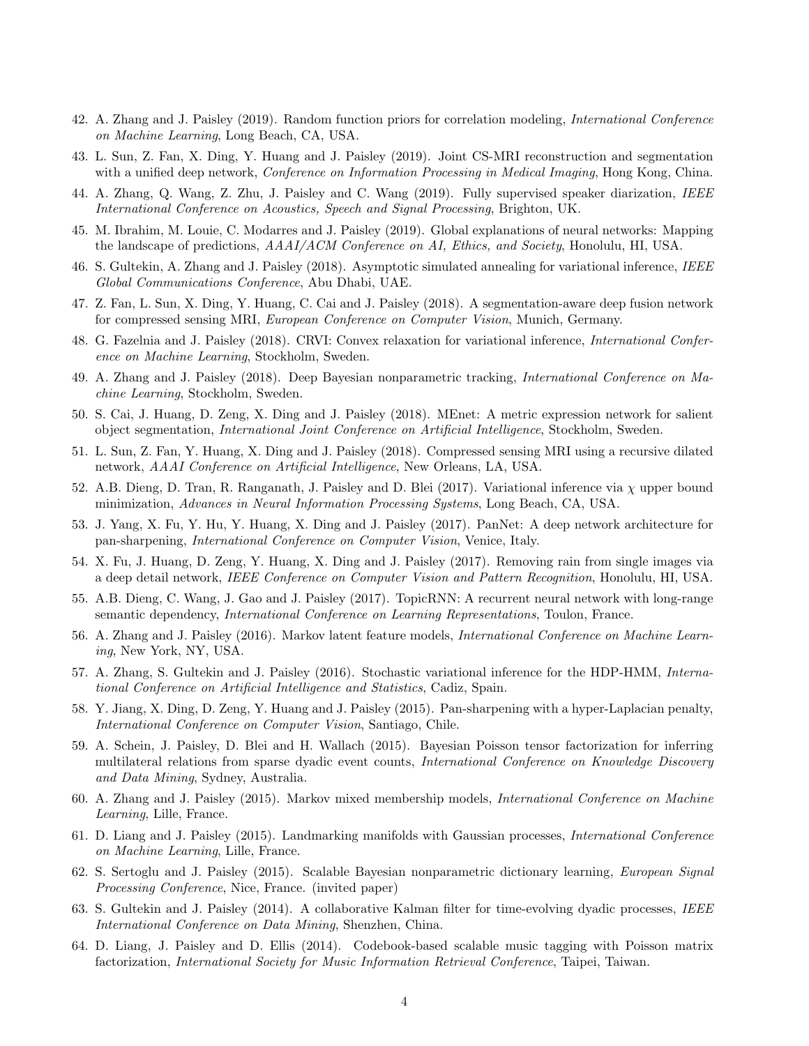42. A. Zhang and J. Paisley (2019). Random function priors for correlation modeling, *International Conference on Machine Learning*, Long Beach, CA, USA.
43. L. Sun, Z. Fan, X. Ding, Y. Huang and J. Paisley (2019). Joint CS-MRI reconstruction and segmentation with a unified deep network, *Conference on Information Processing in Medical Imaging*, Hong Kong, China.
44. A. Zhang, Q. Wang, Z. Zhu, J. Paisley and C. Wang (2019). Fully supervised speaker diarization, *IEEE International Conference on Acoustics, Speech and Signal Processing*, Brighton, UK.
45. M. Ibrahim, M. Louie, C. Modarres and J. Paisley (2019). Global explanations of neural networks: Mapping the landscape of predictions, *AAAI/ACM Conference on AI, Ethics, and Society*, Honolulu, HI, USA.
46. S. Gultekin, A. Zhang and J. Paisley (2018). Asymptotic simulated annealing for variational inference, *IEEE Global Communications Conference*, Abu Dhabi, UAE.
47. Z. Fan, L. Sun, X. Ding, Y. Huang, C. Cai and J. Paisley (2018). A segmentation-aware deep fusion network for compressed sensing MRI, *European Conference on Computer Vision*, Munich, Germany.
48. G. Fazelnia and J. Paisley (2018). CRVI: Convex relaxation for variational inference, *International Conference on Machine Learning*, Stockholm, Sweden.
49. A. Zhang and J. Paisley (2018). Deep Bayesian nonparametric tracking, *International Conference on Machine Learning*, Stockholm, Sweden.
50. S. Cai, J. Huang, D. Zeng, X. Ding and J. Paisley (2018). MEnet: A metric expression network for salient object segmentation, *International Joint Conference on Artificial Intelligence*, Stockholm, Sweden.
51. L. Sun, Z. Fan, Y. Huang, X. Ding and J. Paisley (2018). Compressed sensing MRI using a recursive dilated network, *AAAI Conference on Artificial Intelligence*, New Orleans, LA, USA.
52. A.B. Dieng, D. Tran, R. Ranganath, J. Paisley and D. Blei (2017). Variational inference via $\chi$ upper bound minimization, *Advances in Neural Information Processing Systems*, Long Beach, CA, USA.
53. J. Yang, X. Fu, Y. Hu, Y. Huang, X. Ding and J. Paisley (2017). PanNet: A deep network architecture for pan-sharpening, *International Conference on Computer Vision*, Venice, Italy.
54. X. Fu, J. Huang, D. Zeng, Y. Huang, X. Ding and J. Paisley (2017). Removing rain from single images via a deep detail network, *IEEE Conference on Computer Vision and Pattern Recognition*, Honolulu, HI, USA.
55. A.B. Dieng, C. Wang, J. Gao and J. Paisley (2017). TopicRNN: A recurrent neural network with long-range semantic dependency, *International Conference on Learning Representations*, Toulon, France.
56. A. Zhang and J. Paisley (2016). Markov latent feature models, *International Conference on Machine Learning*, New York, NY, USA.
57. A. Zhang, S. Gultekin and J. Paisley (2016). Stochastic variational inference for the HDP-HMM, *International Conference on Artificial Intelligence and Statistics*, Cadiz, Spain.
58. Y. Jiang, X. Ding, D. Zeng, Y. Huang and J. Paisley (2015). Pan-sharpening with a hyper-Laplacian penalty, *International Conference on Computer Vision*, Santiago, Chile.
59. A. Schein, J. Paisley, D. Blei and H. Wallach (2015). Bayesian Poisson tensor factorization for inferring multilateral relations from sparse dyadic event counts, *International Conference on Knowledge Discovery and Data Mining*, Sydney, Australia.
60. A. Zhang and J. Paisley (2015). Markov mixed membership models, *International Conference on Machine Learning*, Lille, France.
61. D. Liang and J. Paisley (2015). Landmarking manifolds with Gaussian processes, *International Conference on Machine Learning*, Lille, France.
62. S. Sertoglu and J. Paisley (2015). Scalable Bayesian nonparametric dictionary learning, *European Signal Processing Conference*, Nice, France. (invited paper)
63. S. Gultekin and J. Paisley (2014). A collaborative Kalman filter for time-evolving dyadic processes, *IEEE International Conference on Data Mining*, Shenzhen, China.
64. D. Liang, J. Paisley and D. Ellis (2014). Codebook-based scalable music tagging with Poisson matrix factorization, *International Society for Music Information Retrieval Conference*, Taipei, Taiwan.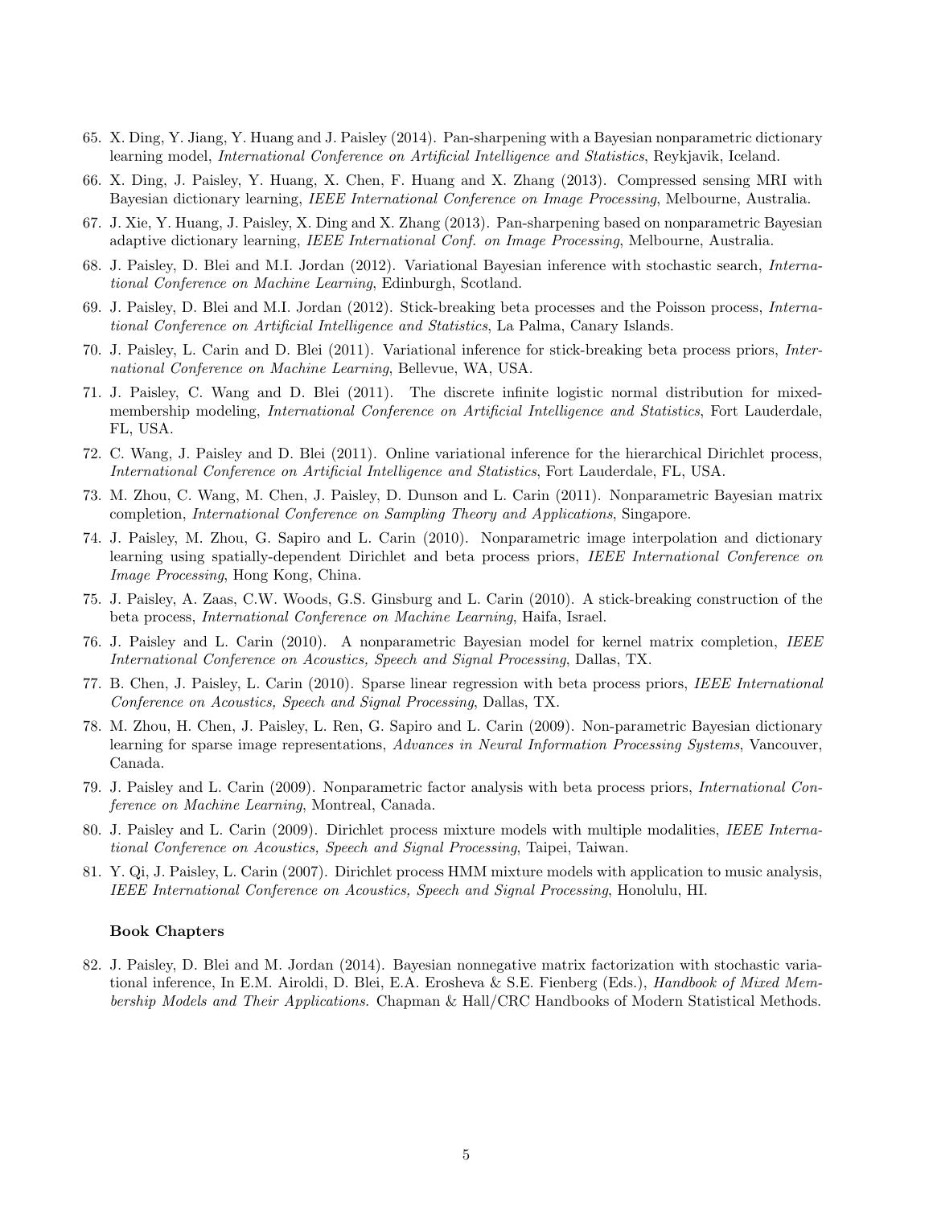65. X. Ding, Y. Jiang, Y. Huang and J. Paisley (2014). Pan-sharpening with a Bayesian nonparametric dictionary learning model, *International Conference on Artificial Intelligence and Statistics*, Reykjavik, Iceland.
66. X. Ding, J. Paisley, Y. Huang, X. Chen, F. Huang and X. Zhang (2013). Compressed sensing MRI with Bayesian dictionary learning, *IEEE International Conference on Image Processing*, Melbourne, Australia.
67. J. Xie, Y. Huang, J. Paisley, X. Ding and X. Zhang (2013). Pan-sharpening based on nonparametric Bayesian adaptive dictionary learning, *IEEE International Conf. on Image Processing*, Melbourne, Australia.
68. J. Paisley, D. Blei and M.I. Jordan (2012). Variational Bayesian inference with stochastic search, *International Conference on Machine Learning*, Edinburgh, Scotland.
69. J. Paisley, D. Blei and M.I. Jordan (2012). Stick-breaking beta processes and the Poisson process, *International Conference on Artificial Intelligence and Statistics*, La Palma, Canary Islands.
70. J. Paisley, L. Carin and D. Blei (2011). Variational inference for stick-breaking beta process priors, *International Conference on Machine Learning*, Bellevue, WA, USA.
71. J. Paisley, C. Wang and D. Blei (2011). The discrete infinite logistic normal distribution for mixed-membership modeling, *International Conference on Artificial Intelligence and Statistics*, Fort Lauderdale, FL, USA.
72. C. Wang, J. Paisley and D. Blei (2011). Online variational inference for the hierarchical Dirichlet process, *International Conference on Artificial Intelligence and Statistics*, Fort Lauderdale, FL, USA.
73. M. Zhou, C. Wang, M. Chen, J. Paisley, D. Dunson and L. Carin (2011). Nonparametric Bayesian matrix completion, *International Conference on Sampling Theory and Applications*, Singapore.
74. J. Paisley, M. Zhou, G. Sapiro and L. Carin (2010). Nonparametric image interpolation and dictionary learning using spatially-dependent Dirichlet and beta process priors, *IEEE International Conference on Image Processing*, Hong Kong, China.
75. J. Paisley, A. Zaas, C.W. Woods, G.S. Ginsburg and L. Carin (2010). A stick-breaking construction of the beta process, *International Conference on Machine Learning*, Haifa, Israel.
76. J. Paisley and L. Carin (2010). A nonparametric Bayesian model for kernel matrix completion, *IEEE International Conference on Acoustics, Speech and Signal Processing*, Dallas, TX.
77. B. Chen, J. Paisley, L. Carin (2010). Sparse linear regression with beta process priors, *IEEE International Conference on Acoustics, Speech and Signal Processing*, Dallas, TX.
78. M. Zhou, H. Chen, J. Paisley, L. Ren, G. Sapiro and L. Carin (2009). Non-parametric Bayesian dictionary learning for sparse image representations, *Advances in Neural Information Processing Systems*, Vancouver, Canada.
79. J. Paisley and L. Carin (2009). Nonparametric factor analysis with beta process priors, *International Conference on Machine Learning*, Montreal, Canada.
80. J. Paisley and L. Carin (2009). Dirichlet process mixture models with multiple modalities, *IEEE International Conference on Acoustics, Speech and Signal Processing*, Taipei, Taiwan.
81. Y. Qi, J. Paisley, L. Carin (2007). Dirichlet process HMM mixture models with application to music analysis, *IEEE International Conference on Acoustics, Speech and Signal Processing*, Honolulu, HI.

**Book Chapters**

82. J. Paisley, D. Blei and M. Jordan (2014). Bayesian nonnegative matrix factorization with stochastic variational inference, In E.M. Airoldi, D. Blei, E.A. Erosheva & S.E. Fienberg (Eds.), *Handbook of Mixed Membership Models and Their Applications.* Chapman & Hall/CRC Handbooks of Modern Statistical Methods.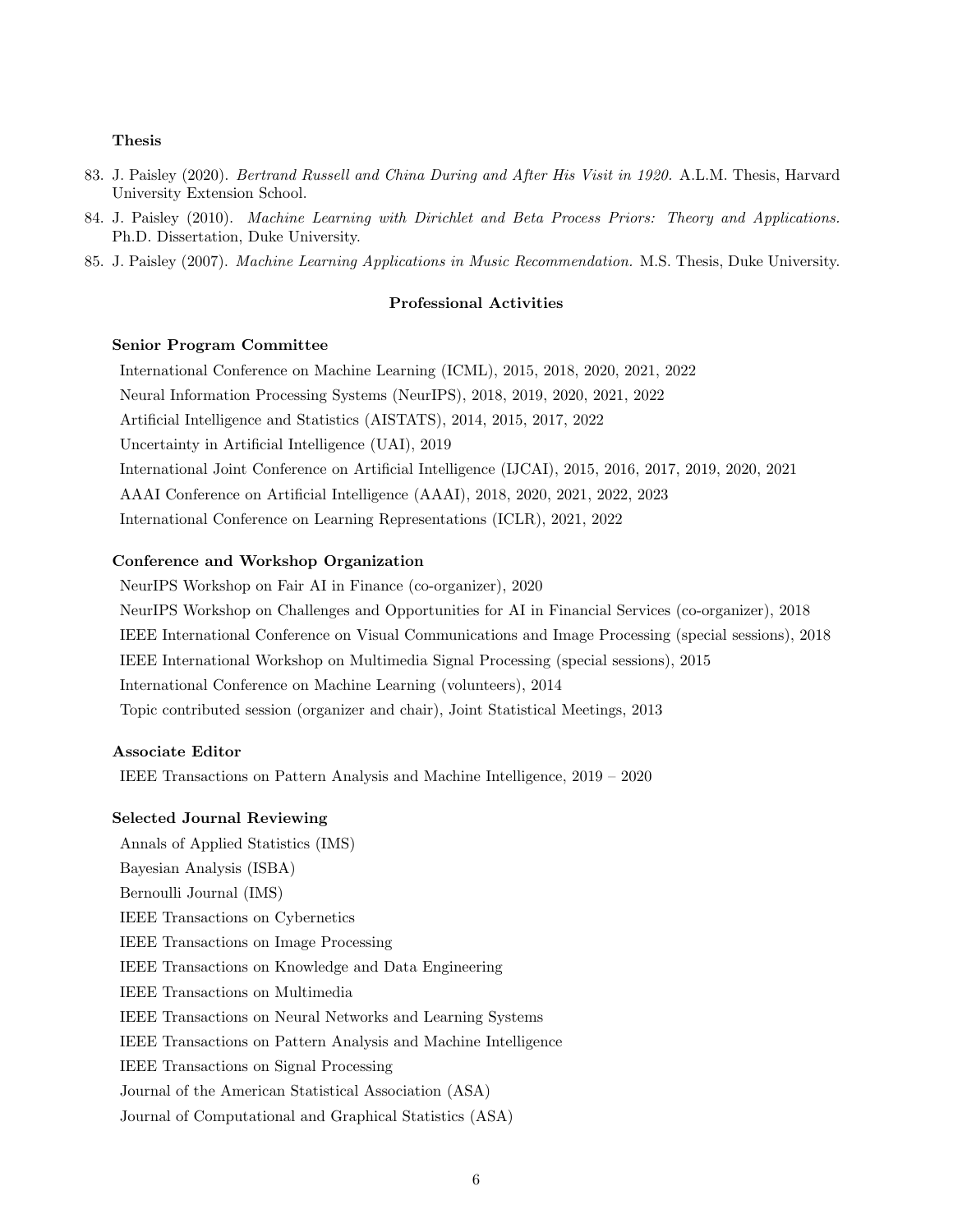### Thesis

83. J. Paisley (2020). *Bertrand Russell and China During and After His Visit in 1920.* A.L.M. Thesis, Harvard University Extension School.
84. J. Paisley (2010). *Machine Learning with Dirichlet and Beta Process Priors: Theory and Applications.* Ph.D. Dissertation, Duke University.
85. J. Paisley (2007). *Machine Learning Applications in Music Recommendation.* M.S. Thesis, Duke University.

## Professional Activities

### Senior Program Committee

International Conference on Machine Learning (ICML), 2015, 2018, 2020, 2021, 2022

Neural Information Processing Systems (NeurIPS), 2018, 2019, 2020, 2021, 2022

Artificial Intelligence and Statistics (AISTATS), 2014, 2015, 2017, 2022

Uncertainty in Artificial Intelligence (UAI), 2019

International Joint Conference on Artificial Intelligence (IJCAI), 2015, 2016, 2017, 2019, 2020, 2021

AAAI Conference on Artificial Intelligence (AAAI), 2018, 2020, 2021, 2022, 2023

International Conference on Learning Representations (ICLR), 2021, 2022

### Conference and Workshop Organization

NeurIPS Workshop on Fair AI in Finance (co-organizer), 2020

NeurIPS Workshop on Challenges and Opportunities for AI in Financial Services (co-organizer), 2018

IEEE International Conference on Visual Communications and Image Processing (special sessions), 2018

IEEE International Workshop on Multimedia Signal Processing (special sessions), 2015

International Conference on Machine Learning (volunteers), 2014

Topic contributed session (organizer and chair), Joint Statistical Meetings, 2013

### Associate Editor

IEEE Transactions on Pattern Analysis and Machine Intelligence, 2019 – 2020

### Selected Journal Reviewing

Annals of Applied Statistics (IMS)

Bayesian Analysis (ISBA)

Bernoulli Journal (IMS)

IEEE Transactions on Cybernetics

IEEE Transactions on Image Processing

IEEE Transactions on Knowledge and Data Engineering

IEEE Transactions on Multimedia

IEEE Transactions on Neural Networks and Learning Systems

IEEE Transactions on Pattern Analysis and Machine Intelligence

IEEE Transactions on Signal Processing

Journal of the American Statistical Association (ASA)

Journal of Computational and Graphical Statistics (ASA)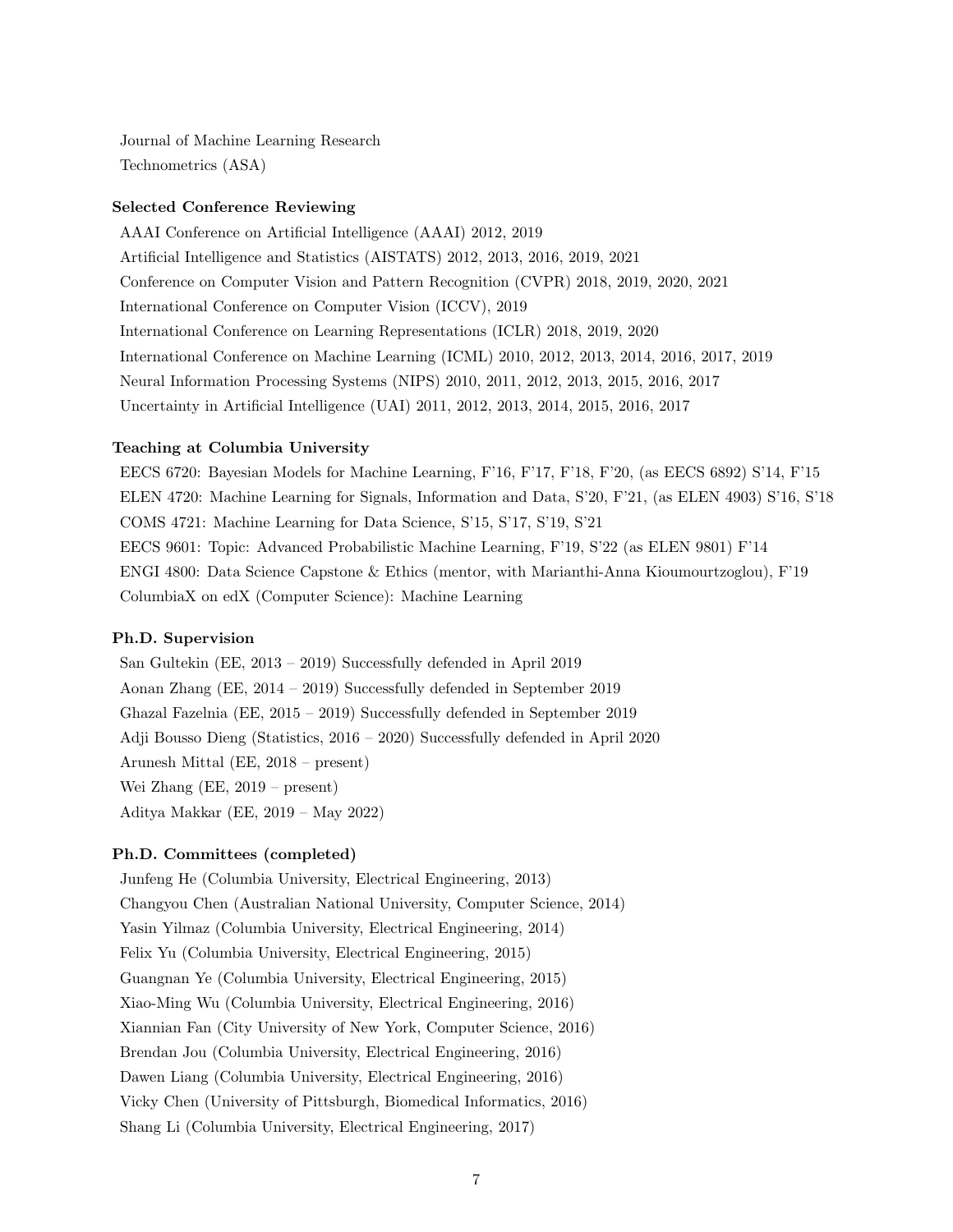Journal of Machine Learning Research
Technometrics (ASA)

### Selected Conference Reviewing

AAAI Conference on Artificial Intelligence (AAAI) 2012, 2019
Artificial Intelligence and Statistics (AISTATS) 2012, 2013, 2016, 2019, 2021
Conference on Computer Vision and Pattern Recognition (CVPR) 2018, 2019, 2020, 2021
International Conference on Computer Vision (ICCV), 2019
International Conference on Learning Representations (ICLR) 2018, 2019, 2020
International Conference on Machine Learning (ICML) 2010, 2012, 2013, 2014, 2016, 2017, 2019
Neural Information Processing Systems (NIPS) 2010, 2011, 2012, 2013, 2015, 2016, 2017
Uncertainty in Artificial Intelligence (UAI) 2011, 2012, 2013, 2014, 2015, 2016, 2017

### Teaching at Columbia University

EECS 6720: Bayesian Models for Machine Learning, F'16, F'17, F'18, F'20, (as EECS 6892) S'14, F'15
ELEN 4720: Machine Learning for Signals, Information and Data, S'20, F'21, (as ELEN 4903) S'16, S'18
COMS 4721: Machine Learning for Data Science, S'15, S'17, S'19, S'21
EECS 9601: Topic: Advanced Probabilistic Machine Learning, F'19, S'22 (as ELEN 9801) F'14
ENGI 4800: Data Science Capstone & Ethics (mentor, with Marianthi-Anna Kioumourtzoglou), F'19
ColumbiaX on edX (Computer Science): Machine Learning

### Ph.D. Supervision

San Gultekin (EE, 2013 – 2019) Successfully defended in April 2019
Aonan Zhang (EE, 2014 – 2019) Successfully defended in September 2019
Ghazal Fazelnia (EE, 2015 – 2019) Successfully defended in September 2019
Adji Bousso Dieng (Statistics, 2016 – 2020) Successfully defended in April 2020
Arunesh Mittal (EE, 2018 – present)
Wei Zhang (EE, 2019 – present)
Aditya Makkar (EE, 2019 – May 2022)

### Ph.D. Committees (completed)

Junfeng He (Columbia University, Electrical Engineering, 2013)
Changyou Chen (Australian National University, Computer Science, 2014)
Yasin Yilmaz (Columbia University, Electrical Engineering, 2014)
Felix Yu (Columbia University, Electrical Engineering, 2015)
Guangnan Ye (Columbia University, Electrical Engineering, 2015)
Xiao-Ming Wu (Columbia University, Electrical Engineering, 2016)
Xiannian Fan (City University of New York, Computer Science, 2016)
Brendan Jou (Columbia University, Electrical Engineering, 2016)
Dawen Liang (Columbia University, Electrical Engineering, 2016)
Vicky Chen (University of Pittsburgh, Biomedical Informatics, 2016)
Shang Li (Columbia University, Electrical Engineering, 2017)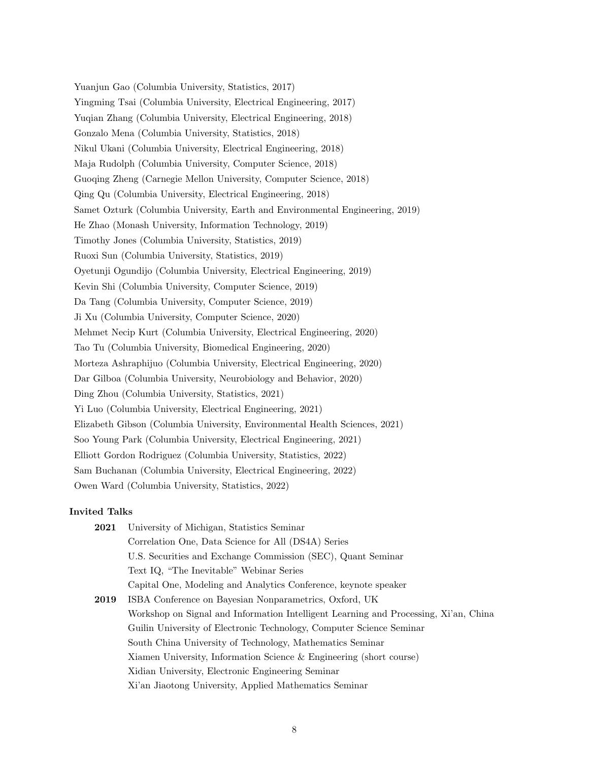Yuanjun Gao (Columbia University, Statistics, 2017)
Yingming Tsai (Columbia University, Electrical Engineering, 2017)
Yuqian Zhang (Columbia University, Electrical Engineering, 2018)
Gonzalo Mena (Columbia University, Statistics, 2018)
Nikul Ukani (Columbia University, Electrical Engineering, 2018)
Maja Rudolph (Columbia University, Computer Science, 2018)
Guoqing Zheng (Carnegie Mellon University, Computer Science, 2018)
Qing Qu (Columbia University, Electrical Engineering, 2018)
Samet Ozturk (Columbia University, Earth and Environmental Engineering, 2019)
He Zhao (Monash University, Information Technology, 2019)
Timothy Jones (Columbia University, Statistics, 2019)
Ruoxi Sun (Columbia University, Statistics, 2019)
Oyetunji Ogundijo (Columbia University, Electrical Engineering, 2019)
Kevin Shi (Columbia University, Computer Science, 2019)
Da Tang (Columbia University, Computer Science, 2019)
Ji Xu (Columbia University, Computer Science, 2020)
Mehmet Necip Kurt (Columbia University, Electrical Engineering, 2020)
Tao Tu (Columbia University, Biomedical Engineering, 2020)
Morteza Ashraphijuo (Columbia University, Electrical Engineering, 2020)
Dar Gilboa (Columbia University, Neurobiology and Behavior, 2020)
Ding Zhou (Columbia University, Statistics, 2021)
Yi Luo (Columbia University, Electrical Engineering, 2021)
Elizabeth Gibson (Columbia University, Environmental Health Sciences, 2021)
Soo Young Park (Columbia University, Electrical Engineering, 2021)
Elliott Gordon Rodriguez (Columbia University, Statistics, 2022)
Sam Buchanan (Columbia University, Electrical Engineering, 2022)
Owen Ward (Columbia University, Statistics, 2022)

**Invited Talks**

**2021** University of Michigan, Statistics Seminar
Correlation One, Data Science for All (DS4A) Series
U.S. Securities and Exchange Commission (SEC), Quant Seminar
Text IQ, "The Inevitable" Webinar Series
Capital One, Modeling and Analytics Conference, keynote speaker

**2019** ISBA Conference on Bayesian Nonparametrics, Oxford, UK
Workshop on Signal and Information Intelligent Learning and Processing, Xi'an, China
Guilin University of Electronic Technology, Computer Science Seminar
South China University of Technology, Mathematics Seminar
Xiamen University, Information Science & Engineering (short course)
Xidian University, Electronic Engineering Seminar
Xi'an Jiaotong University, Applied Mathematics Seminar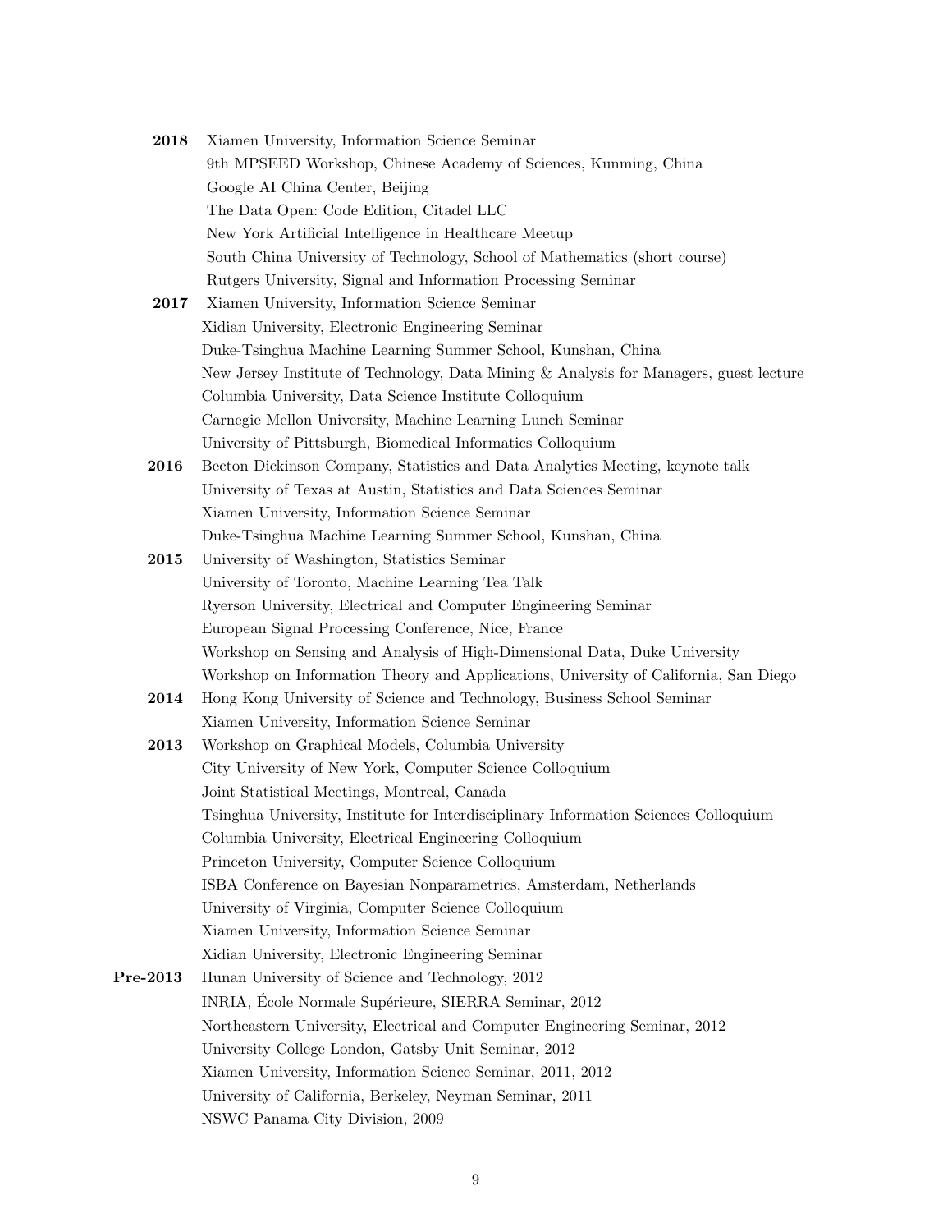**2018** Xiamen University, Information Science Seminar
9th MPSEED Workshop, Chinese Academy of Sciences, Kunming, China
Google AI China Center, Beijing
The Data Open: Code Edition, Citadel LLC
New York Artificial Intelligence in Healthcare Meetup
South China University of Technology, School of Mathematics (short course)
Rutgers University, Signal and Information Processing Seminar

**2017** Xiamen University, Information Science Seminar
Xidian University, Electronic Engineering Seminar
Duke-Tsinghua Machine Learning Summer School, Kunshan, China
New Jersey Institute of Technology, Data Mining & Analysis for Managers, guest lecture
Columbia University, Data Science Institute Colloquium
Carnegie Mellon University, Machine Learning Lunch Seminar
University of Pittsburgh, Biomedical Informatics Colloquium

**2016** Becton Dickinson Company, Statistics and Data Analytics Meeting, keynote talk
University of Texas at Austin, Statistics and Data Sciences Seminar
Xiamen University, Information Science Seminar
Duke-Tsinghua Machine Learning Summer School, Kunshan, China

**2015** University of Washington, Statistics Seminar
University of Toronto, Machine Learning Tea Talk
Ryerson University, Electrical and Computer Engineering Seminar
European Signal Processing Conference, Nice, France
Workshop on Sensing and Analysis of High-Dimensional Data, Duke University
Workshop on Information Theory and Applications, University of California, San Diego

**2014** Hong Kong University of Science and Technology, Business School Seminar
Xiamen University, Information Science Seminar

**2013** Workshop on Graphical Models, Columbia University
City University of New York, Computer Science Colloquium
Joint Statistical Meetings, Montreal, Canada
Tsinghua University, Institute for Interdisciplinary Information Sciences Colloquium
Columbia University, Electrical Engineering Colloquium
Princeton University, Computer Science Colloquium
ISBA Conference on Bayesian Nonparametrics, Amsterdam, Netherlands
University of Virginia, Computer Science Colloquium
Xiamen University, Information Science Seminar
Xidian University, Electronic Engineering Seminar

**Pre-2013** Hunan University of Science and Technology, 2012
INRIA, École Normale Supérieure, SIERRA Seminar, 2012
Northeastern University, Electrical and Computer Engineering Seminar, 2012
University College London, Gatsby Unit Seminar, 2012
Xiamen University, Information Science Seminar, 2011, 2012
University of California, Berkeley, Neyman Seminar, 2011
NSWC Panama City Division, 2009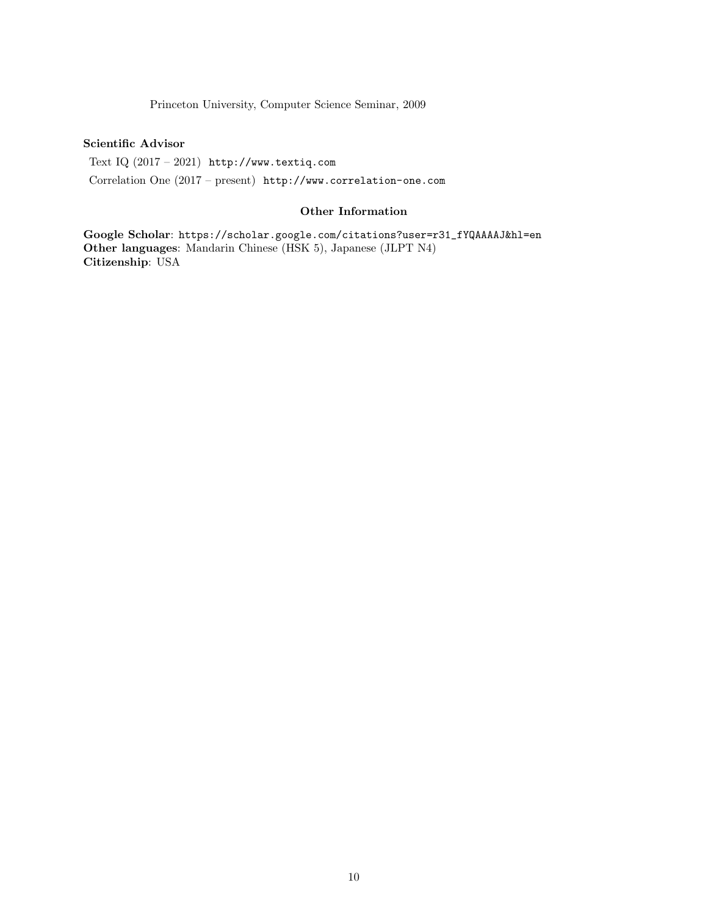Princeton University, Computer Science Seminar, 2009

### Scientific Advisor

Text IQ (2017 – 2021) http://www.textiq.com

Correlation One (2017 – present) http://www.correlation-one.com

## Other Information

**Google Scholar**: https://scholar.google.com/citations?user=r31_fYQAAAAJ&hl=en
**Other languages**: Mandarin Chinese (HSK 5), Japanese (JLPT N4)
**Citizenship**: USA